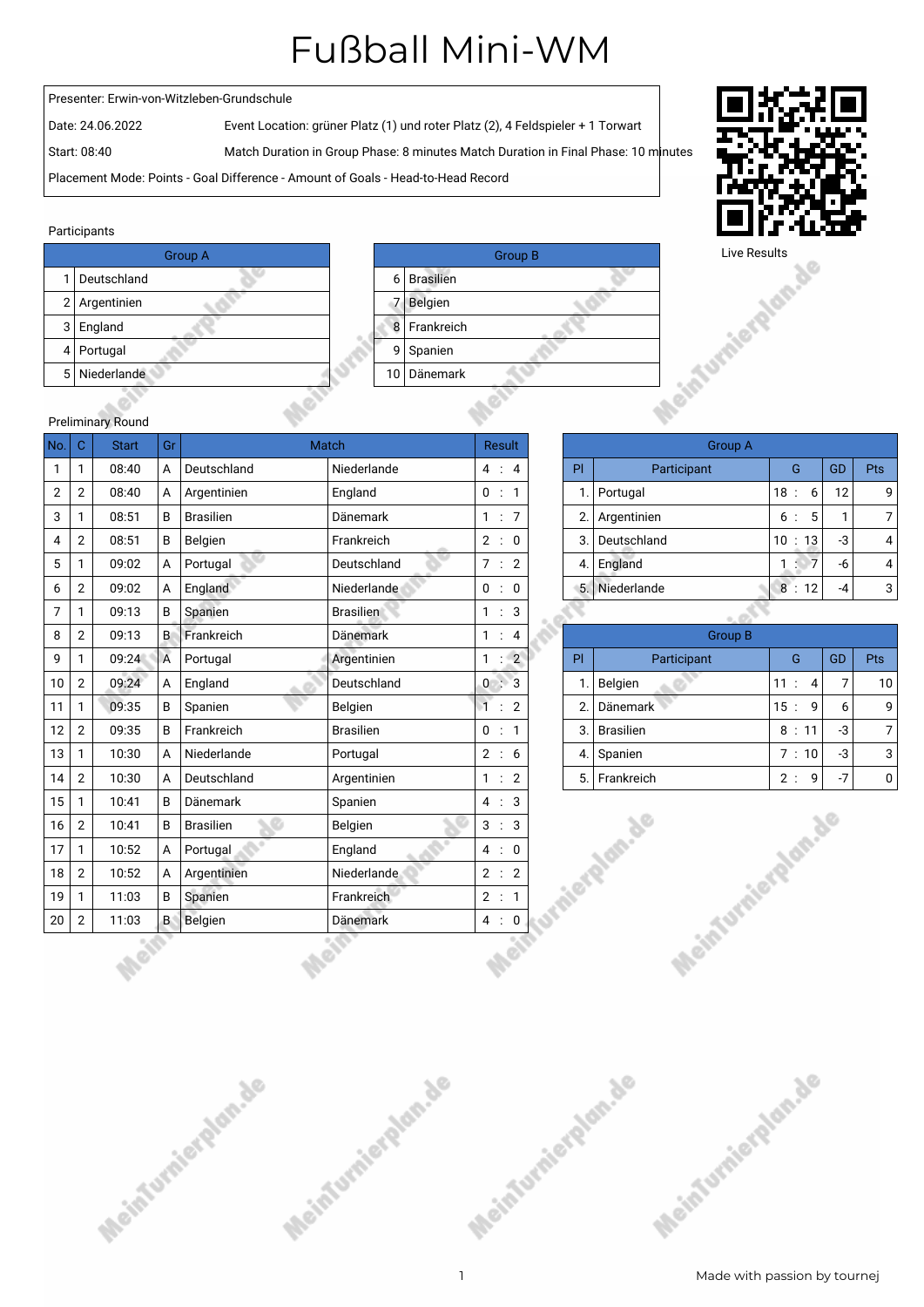# Fußball Mini-WM

Presenter: Erwin-von-Witzleben-Grundschule

Date: 24.06.2022 — Event Location: grüner Platz (1) und roter Platz (2), 4 Feldspieler + 1 Torwart

Start: 08:40 — Match Duration in Group Phase: 8 minutes Match Duration in Final Phase: 10 minutes

Placement Mode: Points - Goal Difference - Amount of Goals - Head-to-Head Record

Live Results

## Participants

| Group A | |
|---|---|
| 1 | Deutschland |
| 2 | Argentinien |
| 3 | England |
| 4 | Portugal |
| 5 | Niederlande |

| Group B | |
|---|---|
| 6 | Brasilien |
| 7 | Belgien |
| 8 | Frankreich |
| 9 | Spanien |
| 10 | Dänemark |

## Preliminary Round

| No. | C | Start | Gr | Match | | Result |
|---|---|---|---|---|---|---|
| 1 | 1 | 08:40 | A | Deutschland | Niederlande | 4 : 4 |
| 2 | 2 | 08:40 | A | Argentinien | England | 0 : 1 |
| 3 | 1 | 08:51 | B | Brasilien | Dänemark | 1 : 7 |
| 4 | 2 | 08:51 | B | Belgien | Frankreich | 2 : 0 |
| 5 | 1 | 09:02 | A | Portugal | Deutschland | 7 : 2 |
| 6 | 2 | 09:02 | A | England | Niederlande | 0 : 0 |
| 7 | 1 | 09:13 | B | Spanien | Brasilien | 1 : 3 |
| 8 | 2 | 09:13 | B | Frankreich | Dänemark | 1 : 4 |
| 9 | 1 | 09:24 | A | Portugal | Argentinien | 1 : 2 |
| 10 | 2 | 09:24 | A | England | Deutschland | 0 : 3 |
| 11 | 1 | 09:35 | B | Spanien | Belgien | 1 : 2 |
| 12 | 2 | 09:35 | B | Frankreich | Brasilien | 0 : 1 |
| 13 | 1 | 10:30 | A | Niederlande | Portugal | 2 : 6 |
| 14 | 2 | 10:30 | A | Deutschland | Argentinien | 1 : 2 |
| 15 | 1 | 10:41 | B | Dänemark | Spanien | 4 : 3 |
| 16 | 2 | 10:41 | B | Brasilien | Belgien | 3 : 3 |
| 17 | 1 | 10:52 | A | Portugal | England | 4 : 0 |
| 18 | 2 | 10:52 | A | Argentinien | Niederlande | 2 : 2 |
| 19 | 1 | 11:03 | B | Spanien | Frankreich | 2 : 1 |
| 20 | 2 | 11:03 | B | Belgien | Dänemark | 4 : 0 |

| Group A | | | | |
|---|---|---|---|---|
| Pl | Participant | G | GD | Pts |
| 1. | Portugal | 18 : 6 | 12 | 9 |
| 2. | Argentinien | 6 : 5 | 1 | 7 |
| 3. | Deutschland | 10 : 13 | -3 | 4 |
| 4. | England | 1 : 7 | -6 | 4 |
| 5. | Niederlande | 8 : 12 | -4 | 3 |

| Group B | | | | |
|---|---|---|---|---|
| Pl | Participant | G | GD | Pts |
| 1. | Belgien | 11 : 4 | 7 | 10 |
| 2. | Dänemark | 15 : 9 | 6 | 9 |
| 3. | Brasilien | 8 : 11 | -3 | 7 |
| 4. | Spanien | 7 : 10 | -3 | 3 |
| 5. | Frankreich | 2 : 9 | -7 | 0 |

Made with passion by tournej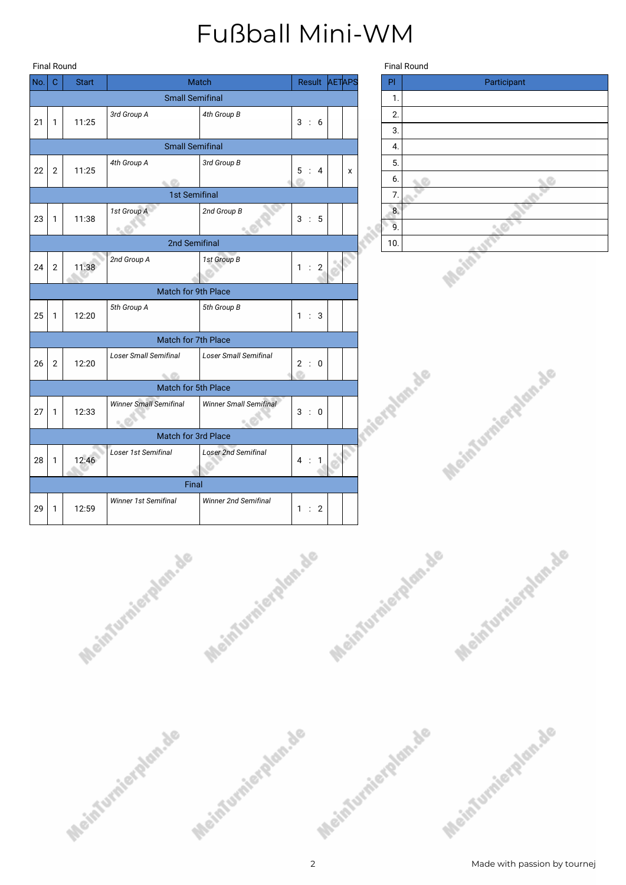# Fußball Mini-WM

Final Round

| No. | C | Start | Match | | Result | AET | APS |
|---|---|---|---|---|---|---|---|
| | | | Small Semifinal | | | | |
| 21 | 1 | 11:25 | *3rd Group A* | *4th Group B* | 3 : 6 | | |
| | | | Small Semifinal | | | | |
| 22 | 2 | 11:25 | *4th Group A* | *3rd Group B* | 5 : 4 | | x |
| | | | 1st Semifinal | | | | |
| 23 | 1 | 11:38 | *1st Group A* | *2nd Group B* | 3 : 5 | | |
| | | | 2nd Semifinal | | | | |
| 24 | 2 | 11:38 | *2nd Group A* | *1st Group B* | 1 : 2 | | |
| | | | Match for 9th Place | | | | |
| 25 | 1 | 12:20 | *5th Group A* | *5th Group B* | 1 : 3 | | |
| | | | Match for 7th Place | | | | |
| 26 | 2 | 12:20 | *Loser Small Semifinal* | *Loser Small Semifinal* | 2 : 0 | | |
| | | | Match for 5th Place | | | | |
| 27 | 1 | 12:33 | *Winner Small Semifinal* | *Winner Small Semifinal* | 3 : 0 | | |
| | | | Match for 3rd Place | | | | |
| 28 | 1 | 12:46 | *Loser 1st Semifinal* | *Loser 2nd Semifinal* | 4 : 1 | | |
| | | | Final | | | | |
| 29 | 1 | 12:59 | *Winner 1st Semifinal* | *Winner 2nd Semifinal* | 1 : 2 | | |

Final Round

| Pl | Participant |
|---|---|
| 1. | |
| 2. | |
| 3. | |
| 4. | |
| 5. | |
| 6. | |
| 7. | |
| 8. | |
| 9. | |
| 10. | |

Made with passion by tournej